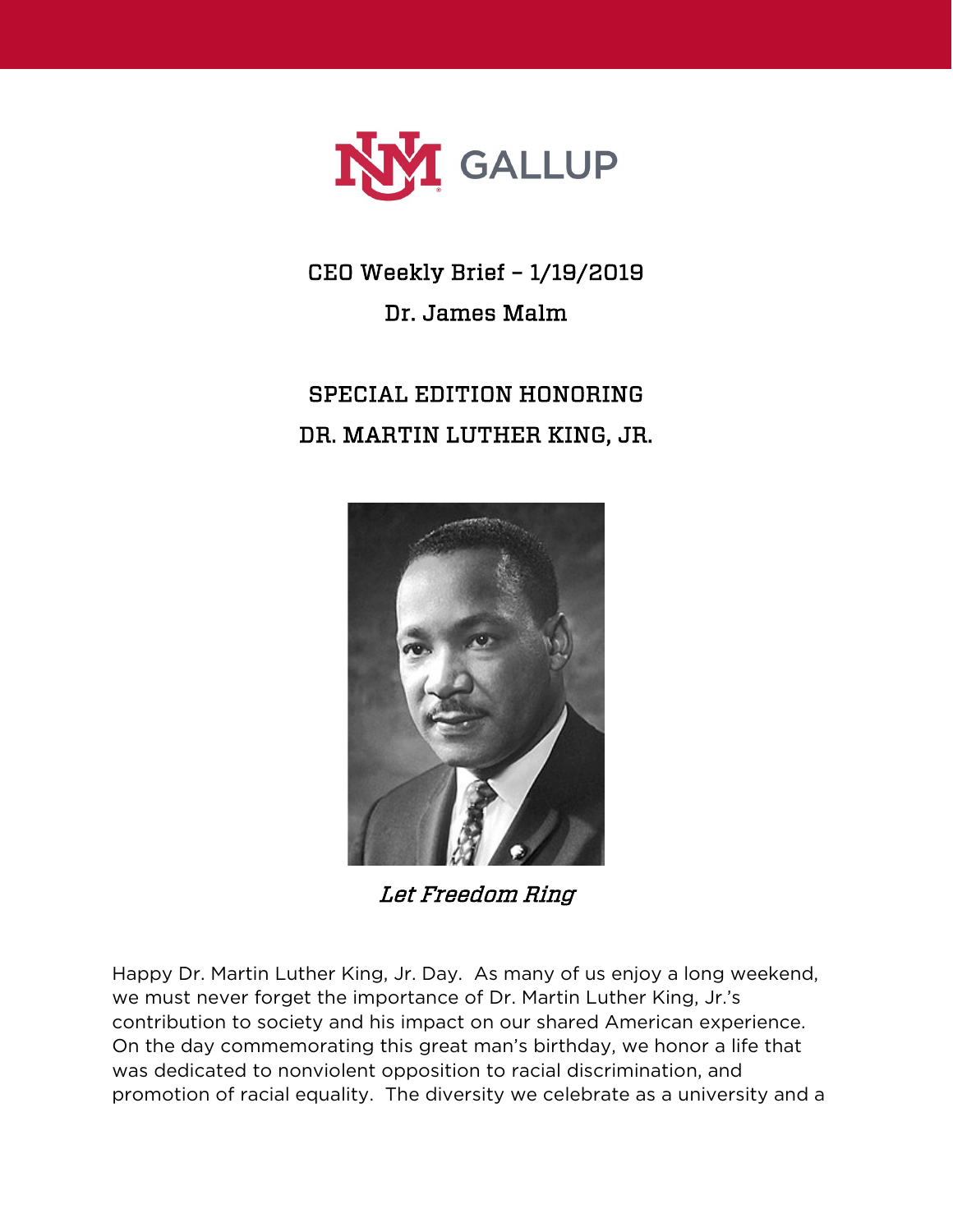UNM GALLUP

# CEO Weekly Brief – 1/19/2019

## Dr. James Malm

## SPECIAL EDITION HONORING DR. MARTIN LUTHER KING, JR.

*Let Freedom Ring*

Happy Dr. Martin Luther King, Jr. Day. As many of us enjoy a long weekend, we must never forget the importance of Dr. Martin Luther King, Jr.'s contribution to society and his impact on our shared American experience. On the day commemorating this great man's birthday, we honor a life that was dedicated to nonviolent opposition to racial discrimination, and promotion of racial equality. The diversity we celebrate as a university and a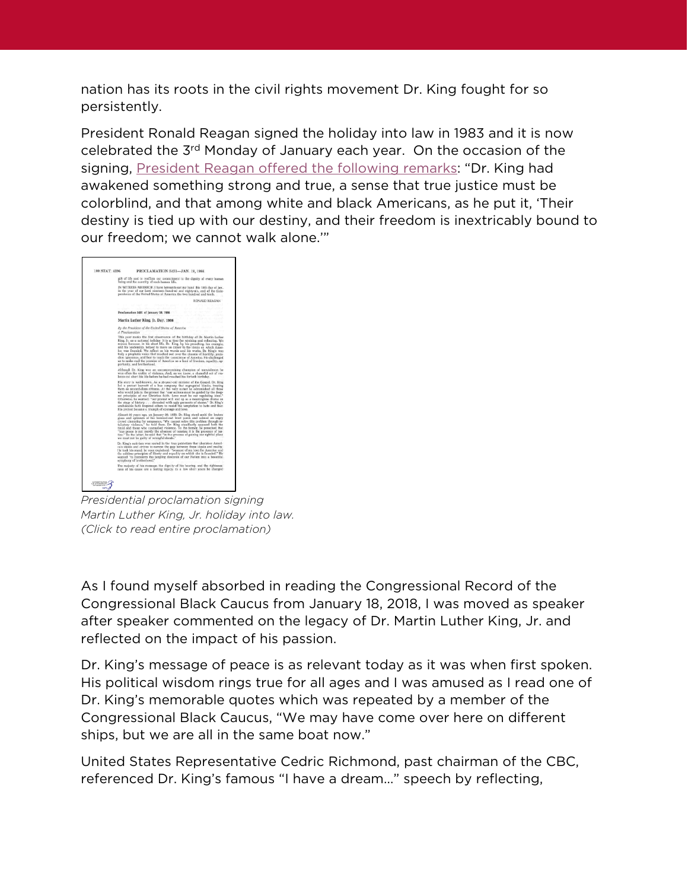nation has its roots in the civil rights movement Dr. King fought for so persistently.

President Ronald Reagan signed the holiday into law in 1983 and it is now celebrated the 3rd Monday of January each year. On the occasion of the signing, President Reagan offered the following remarks: "Dr. King had awakened something strong and true, a sense that true justice must be colorblind, and that among white and black Americans, as he put it, 'Their destiny is tied up with our destiny, and their freedom is inextricably bound to our freedom; we cannot walk alone.'"

*Presidential proclamation signing Martin Luther King, Jr. holiday into law. (Click to read entire proclamation)*

As I found myself absorbed in reading the Congressional Record of the Congressional Black Caucus from January 18, 2018, I was moved as speaker after speaker commented on the legacy of Dr. Martin Luther King, Jr. and reflected on the impact of his passion.

Dr. King's message of peace is as relevant today as it was when first spoken. His political wisdom rings true for all ages and I was amused as I read one of Dr. King's memorable quotes which was repeated by a member of the Congressional Black Caucus, "We may have come over here on different ships, but we are all in the same boat now."

United States Representative Cedric Richmond, past chairman of the CBC, referenced Dr. King's famous "I have a dream…" speech by reflecting,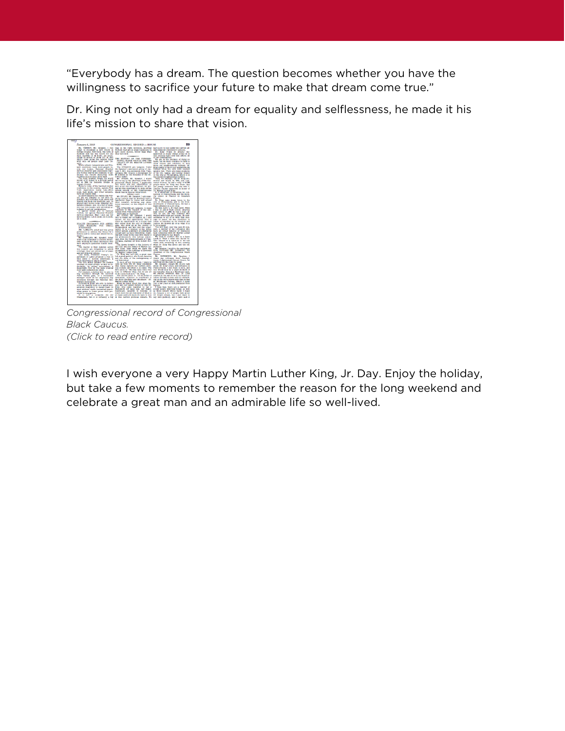"Everybody has a dream. The question becomes whether you have the willingness to sacrifice your future to make that dream come true."

Dr. King not only had a dream for equality and selflessness, he made it his life's mission to share that vision.

*Congressional record of Congressional Black Caucus.*
*(Click to read entire record)*

I wish everyone a very Happy Martin Luther King, Jr. Day. Enjoy the holiday, but take a few moments to remember the reason for the long weekend and celebrate a great man and an admirable life so well-lived.